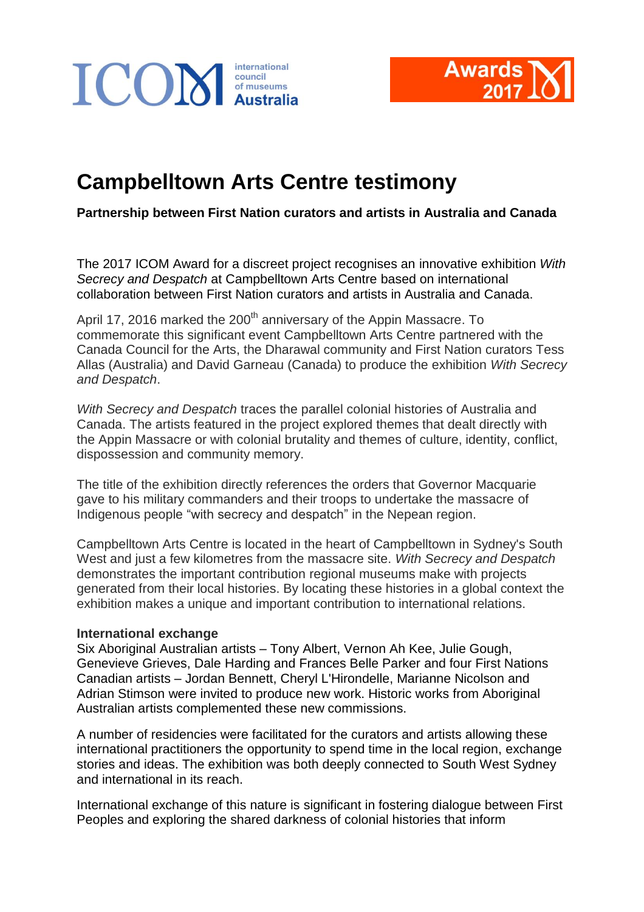# Campbelltown Arts Centre testimony

**Partnership between First Nation curators and artists in Australia and Canada**

The 2017 ICOM Award for a discreet project recognises an innovative exhibition *With Secrecy and Despatch* at Campbelltown Arts Centre based on international collaboration between First Nation curators and artists in Australia and Canada.

April 17, 2016 marked the 200th anniversary of the Appin Massacre. To commemorate this significant event Campbelltown Arts Centre partnered with the Canada Council for the Arts, the Dharawal community and First Nation curators Tess Allas (Australia) and David Garneau (Canada) to produce the exhibition *With Secrecy and Despatch*.

*With Secrecy and Despatch* traces the parallel colonial histories of Australia and Canada. The artists featured in the project explored themes that dealt directly with the Appin Massacre or with colonial brutality and themes of culture, identity, conflict, dispossession and community memory.

The title of the exhibition directly references the orders that Governor Macquarie gave to his military commanders and their troops to undertake the massacre of Indigenous people "with secrecy and despatch" in the Nepean region.

Campbelltown Arts Centre is located in the heart of Campbelltown in Sydney's South West and just a few kilometres from the massacre site. *With Secrecy and Despatch* demonstrates the important contribution regional museums make with projects generated from their local histories. By locating these histories in a global context the exhibition makes a unique and important contribution to international relations.

**International exchange**

Six Aboriginal Australian artists – Tony Albert, Vernon Ah Kee, Julie Gough, Genevieve Grieves, Dale Harding and Frances Belle Parker and four First Nations Canadian artists – Jordan Bennett, Cheryl L'Hirondelle, Marianne Nicolson and Adrian Stimson were invited to produce new work. Historic works from Aboriginal Australian artists complemented these new commissions.

A number of residencies were facilitated for the curators and artists allowing these international practitioners the opportunity to spend time in the local region, exchange stories and ideas. The exhibition was both deeply connected to South West Sydney and international in its reach.

International exchange of this nature is significant in fostering dialogue between First Peoples and exploring the shared darkness of colonial histories that inform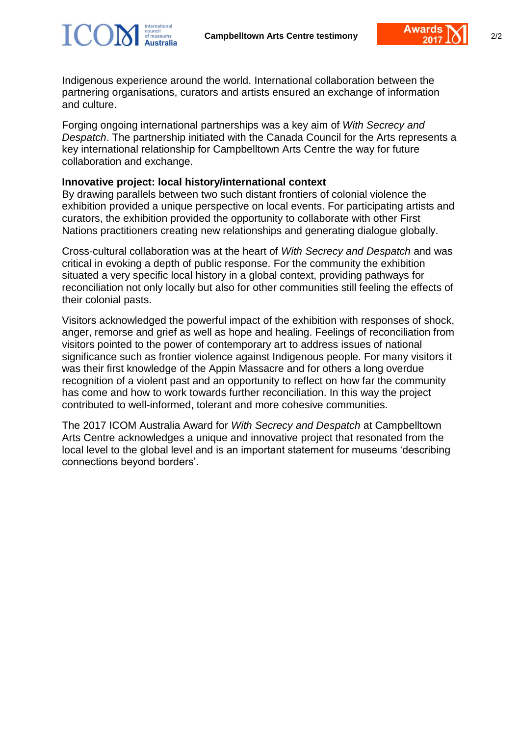Indigenous experience around the world. International collaboration between the partnering organisations, curators and artists ensured an exchange of information and culture.

Forging ongoing international partnerships was a key aim of *With Secrecy and Despatch*. The partnership initiated with the Canada Council for the Arts represents a key international relationship for Campbelltown Arts Centre the way for future collaboration and exchange.

**Innovative project: local history/international context**
By drawing parallels between two such distant frontiers of colonial violence the exhibition provided a unique perspective on local events. For participating artists and curators, the exhibition provided the opportunity to collaborate with other First Nations practitioners creating new relationships and generating dialogue globally.

Cross-cultural collaboration was at the heart of *With Secrecy and Despatch* and was critical in evoking a depth of public response. For the community the exhibition situated a very specific local history in a global context, providing pathways for reconciliation not only locally but also for other communities still feeling the effects of their colonial pasts.

Visitors acknowledged the powerful impact of the exhibition with responses of shock, anger, remorse and grief as well as hope and healing. Feelings of reconciliation from visitors pointed to the power of contemporary art to address issues of national significance such as frontier violence against Indigenous people. For many visitors it was their first knowledge of the Appin Massacre and for others a long overdue recognition of a violent past and an opportunity to reflect on how far the community has come and how to work towards further reconciliation. In this way the project contributed to well-informed, tolerant and more cohesive communities.

The 2017 ICOM Australia Award for *With Secrecy and Despatch* at Campbelltown Arts Centre acknowledges a unique and innovative project that resonated from the local level to the global level and is an important statement for museums 'describing connections beyond borders'.